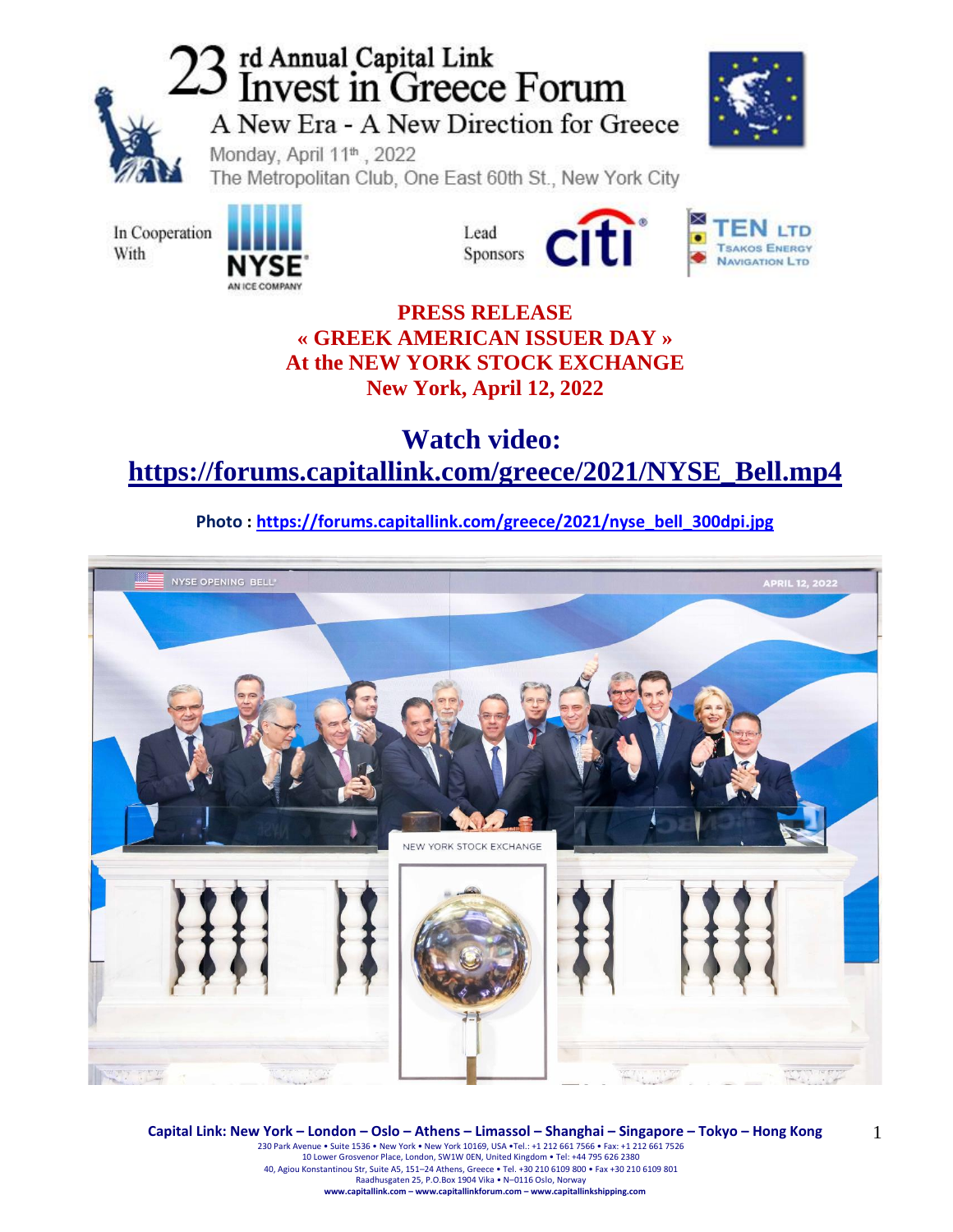# 23rd Annual Capital Link Invest in Greece Forum

## A New Era - A New Direction for Greece

Monday, April 11th, 2022

The Metropolitan Club, One East 60th St., New York City

In Cooperation With NYSE AN ICE COMPANY

Lead Sponsors citi TEN LTD Tsakos Energy Navigation Ltd

**PRESS RELEASE**
**« GREEK AMERICAN ISSUER DAY »**
**At the NEW YORK STOCK EXCHANGE**
**New York, April 12, 2022**

## Watch video: [https://forums.capitallink.com/greece/2021/NYSE_Bell.mp4](https://forums.capitallink.com/greece/2021/NYSE_Bell.mp4)

**Photo :** [https://forums.capitallink.com/greece/2021/nyse_bell_300dpi.jpg](https://forums.capitallink.com/greece/2021/nyse_bell_300dpi.jpg)

**Capital Link: New York – London – Oslo – Athens – Limassol – Shanghai – Singapore – Tokyo – Hong Kong**

230 Park Avenue • Suite 1536 • New York • New York 10169, USA •Tel.: +1 212 661 7566 • Fax: +1 212 661 7526
10 Lower Grosvenor Place, London, SW1W 0EN, United Kingdom • Tel: +44 795 626 2380
40, Agiou Konstantinou Str, Suite A5, 151–24 Athens, Greece • Tel. +30 210 6109 800 • Fax +30 210 6109 801
Raadhusgaten 25, P.O.Box 1904 Vika • N–0116 Oslo, Norway
www.capitallink.com – www.capitallinkforum.com – www.capitallinkshipping.com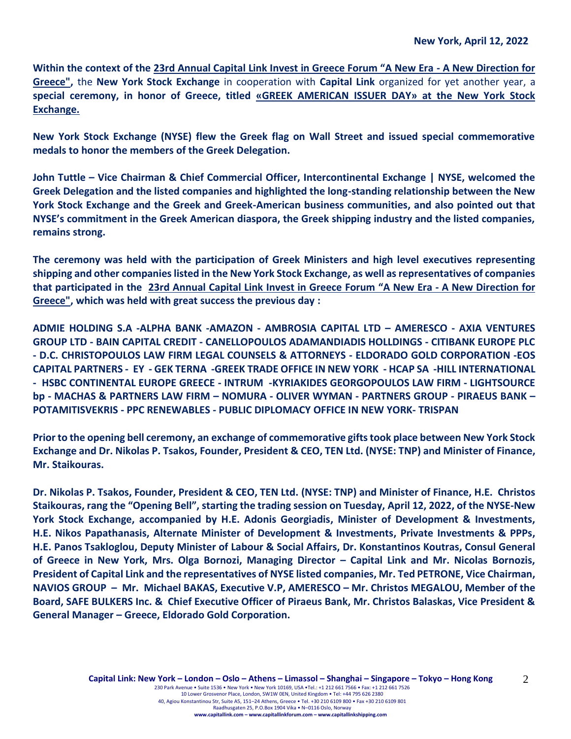**New York, April 12, 2022**

**Within the context of the 23rd Annual Capital Link Invest in Greece Forum "A New Era - A New Direction for Greece",** the **New York Stock Exchange** in cooperation with **Capital Link** organized for yet another year, a **special ceremony, in honor of Greece, titled «GREEK AMERICAN ISSUER DAY» at the New York Stock Exchange.**

**New York Stock Exchange (NYSE) flew the Greek flag on Wall Street and issued special commemorative medals to honor the members of the Greek Delegation.**

**John Tuttle – Vice Chairman & Chief Commercial Officer, Intercontinental Exchange | NYSE, welcomed the Greek Delegation and the listed companies and highlighted the long-standing relationship between the New York Stock Exchange and the Greek and Greek-American business communities, and also pointed out that NYSE's commitment in the Greek American diaspora, the Greek shipping industry and the listed companies, remains strong.**

**The ceremony was held with the participation of Greek Ministers and high level executives representing shipping and other companies listed in the New York Stock Exchange, as well as representatives of companies that participated in the 23rd Annual Capital Link Invest in Greece Forum "A New Era - A New Direction for Greece", which was held with great success the previous day :**

**ADMIE HOLDING S.A -ALPHA BANK -AMAZON - AMBROSIA CAPITAL LTD – AMERESCO - AXIA VENTURES GROUP LTD - BAIN CAPITAL CREDIT - CANELLOPOULOS ADAMANDIADIS HOLLDINGS - CITIBANK EUROPE PLC - D.C. CHRISTOPOULOS LAW FIRM LEGAL COUNSELS & ATTORNEYS - ELDORADO GOLD CORPORATION -EOS CAPITAL PARTNERS - EY - GEK TERNA -GREEK TRADE OFFICE IN NEW YORK - HCAP SA -HILL INTERNATIONAL - HSBC CONTINENTAL EUROPE GREECE - INTRUM -KYRIAKIDES GEORGOPOULOS LAW FIRM - LIGHTSOURCE bp - MACHAS & PARTNERS LAW FIRM – NOMURA - OLIVER WYMAN - PARTNERS GROUP - PIRAEUS BANK – POTAMITISVEKRIS - PPC RENEWABLES - PUBLIC DIPLOMACY OFFICE IN NEW YORK- TRISPAN**

**Prior to the opening bell ceremony, an exchange of commemorative gifts took place between New York Stock Exchange and Dr. Nikolas P. Tsakos, Founder, President & CEO, TEN Ltd. (NYSE: TNP) and Minister of Finance, Mr. Staikouras.**

**Dr. Nikolas P. Tsakos, Founder, President & CEO, TEN Ltd. (NYSE: TNP) and Minister of Finance, H.E. Christos Staikouras, rang the "Opening Bell", starting the trading session on Tuesday, April 12, 2022, of the NYSE-New York Stock Exchange, accompanied by H.E. Adonis Georgiadis, Minister of Development & Investments, H.E. Nikos Papathanasis, Alternate Minister of Development & Investments, Private Investments & PPPs, H.E. Panos Tsakloglou, Deputy Minister of Labour & Social Affairs, Dr. Konstantinos Koutras, Consul General of Greece in New York, Mrs. Olga Bornozi, Managing Director – Capital Link and Mr. Nicolas Bornozis, President of Capital Link and the representatives of NYSE listed companies, Mr. Ted PETRONE, Vice Chairman, NAVIOS GROUP – Mr. Michael BAKAS, Executive V.P, AMERESCO – Mr. Christos MEGALOU, Member of the Board, SAFE BULKERS Inc. & Chief Executive Officer of Piraeus Bank, Mr. Christos Balaskas, Vice President & General Manager – Greece, Eldorado Gold Corporation.**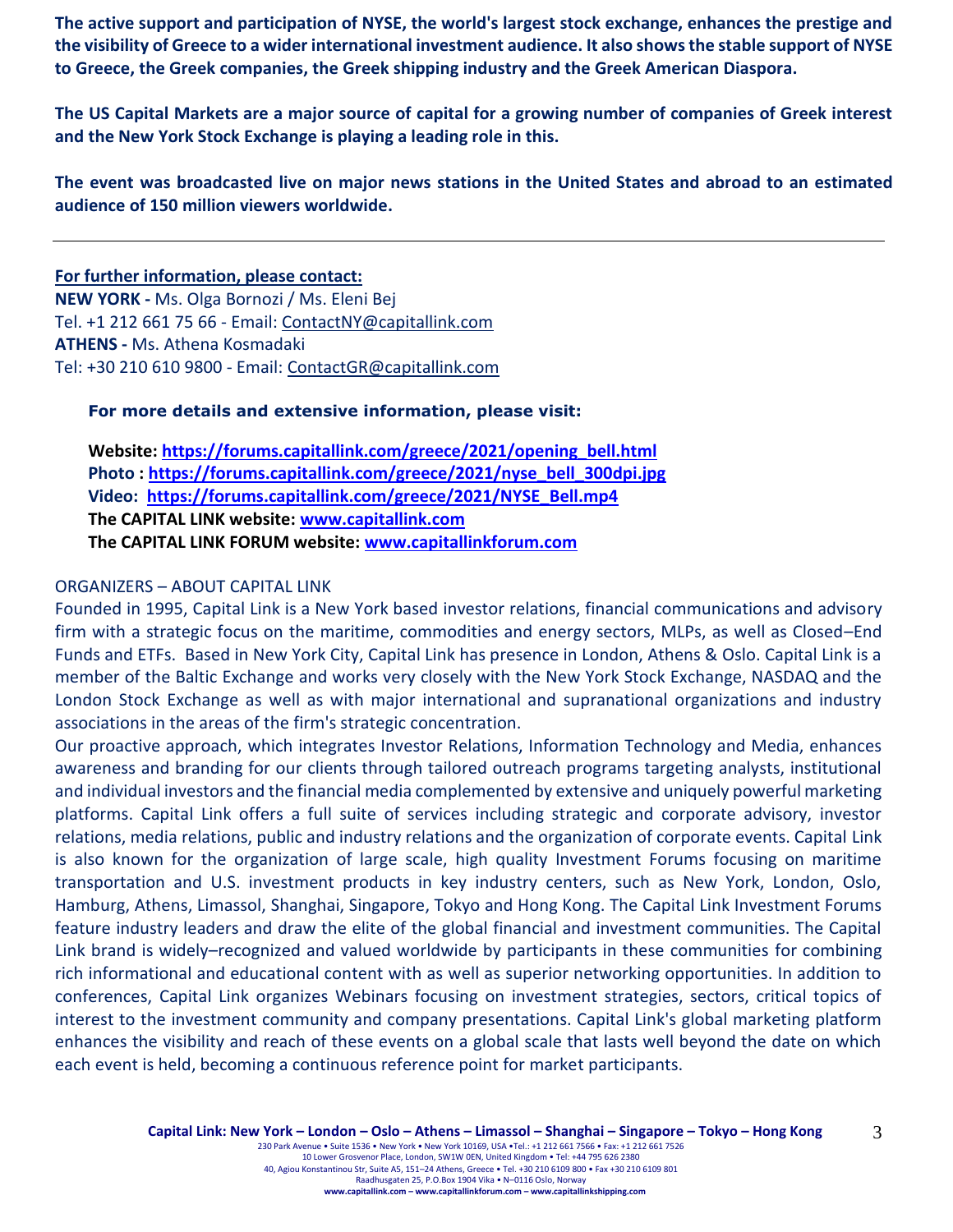**The active support and participation of NYSE, the world's largest stock exchange, enhances the prestige and the visibility of Greece to a wider international investment audience. It also shows the stable support of NYSE to Greece, the Greek companies, the Greek shipping industry and the Greek American Diaspora.**

**The US Capital Markets are a major source of capital for a growing number of companies of Greek interest and the New York Stock Exchange is playing a leading role in this.**

**The event was broadcasted live on major news stations in the United States and abroad to an estimated audience of 150 million viewers worldwide.**

---

**For further information, please contact:**
**NEW YORK -** Ms. Olga Bornozi / Ms. Eleni Bej
Tel. +1 212 661 75 66 - Email: ContactNY@capitallink.com
**ATHENS -** Ms. Athena Kosmadaki
Tel: +30 210 610 9800 - Email: ContactGR@capitallink.com

**For more details and extensive information, please visit:**

**Website: https://forums.capitallink.com/greece/2021/opening_bell.html**
**Photo : https://forums.capitallink.com/greece/2021/nyse_bell_300dpi.jpg**
**Video: https://forums.capitallink.com/greece/2021/NYSE_Bell.mp4**
**The CAPITAL LINK website: www.capitallink.com**
**The CAPITAL LINK FORUM website: www.capitallinkforum.com**

ORGANIZERS – ABOUT CAPITAL LINK

Founded in 1995, Capital Link is a New York based investor relations, financial communications and advisory firm with a strategic focus on the maritime, commodities and energy sectors, MLPs, as well as Closed–End Funds and ETFs. Based in New York City, Capital Link has presence in London, Athens & Oslo. Capital Link is a member of the Baltic Exchange and works very closely with the New York Stock Exchange, NASDAQ and the London Stock Exchange as well as with major international and supranational organizations and industry associations in the areas of the firm's strategic concentration.

Our proactive approach, which integrates Investor Relations, Information Technology and Media, enhances awareness and branding for our clients through tailored outreach programs targeting analysts, institutional and individual investors and the financial media complemented by extensive and uniquely powerful marketing platforms. Capital Link offers a full suite of services including strategic and corporate advisory, investor relations, media relations, public and industry relations and the organization of corporate events. Capital Link is also known for the organization of large scale, high quality Investment Forums focusing on maritime transportation and U.S. investment products in key industry centers, such as New York, London, Oslo, Hamburg, Athens, Limassol, Shanghai, Singapore, Tokyo and Hong Kong. The Capital Link Investment Forums feature industry leaders and draw the elite of the global financial and investment communities. The Capital Link brand is widely–recognized and valued worldwide by participants in these communities for combining rich informational and educational content with as well as superior networking opportunities. In addition to conferences, Capital Link organizes Webinars focusing on investment strategies, sectors, critical topics of interest to the investment community and company presentations. Capital Link's global marketing platform enhances the visibility and reach of these events on a global scale that lasts well beyond the date on which each event is held, becoming a continuous reference point for market participants.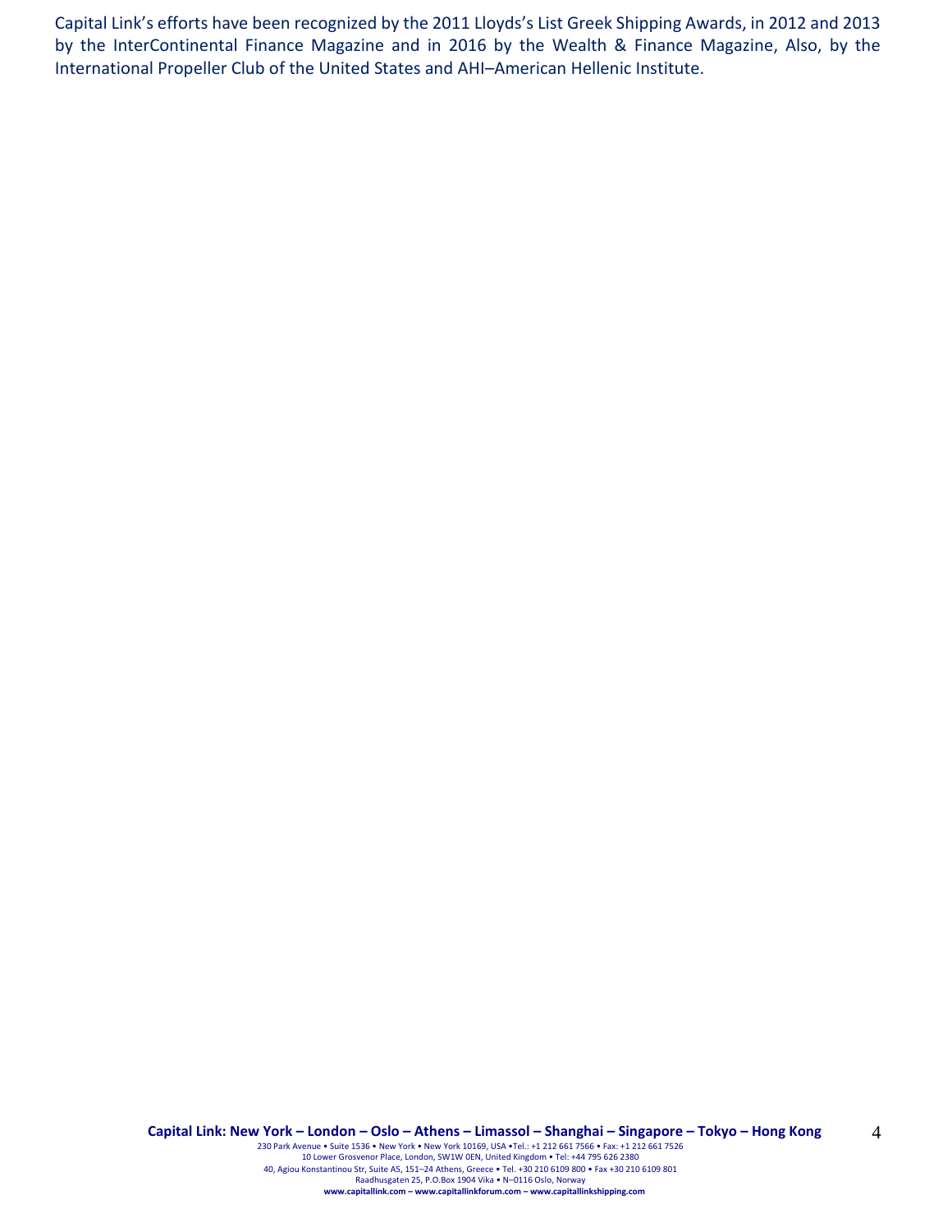Capital Link's efforts have been recognized by the 2011 Lloyds's List Greek Shipping Awards, in 2012 and 2013 by the InterContinental Finance Magazine and in 2016 by the Wealth & Finance Magazine, Also, by the International Propeller Club of the United States and AHI–American Hellenic Institute.